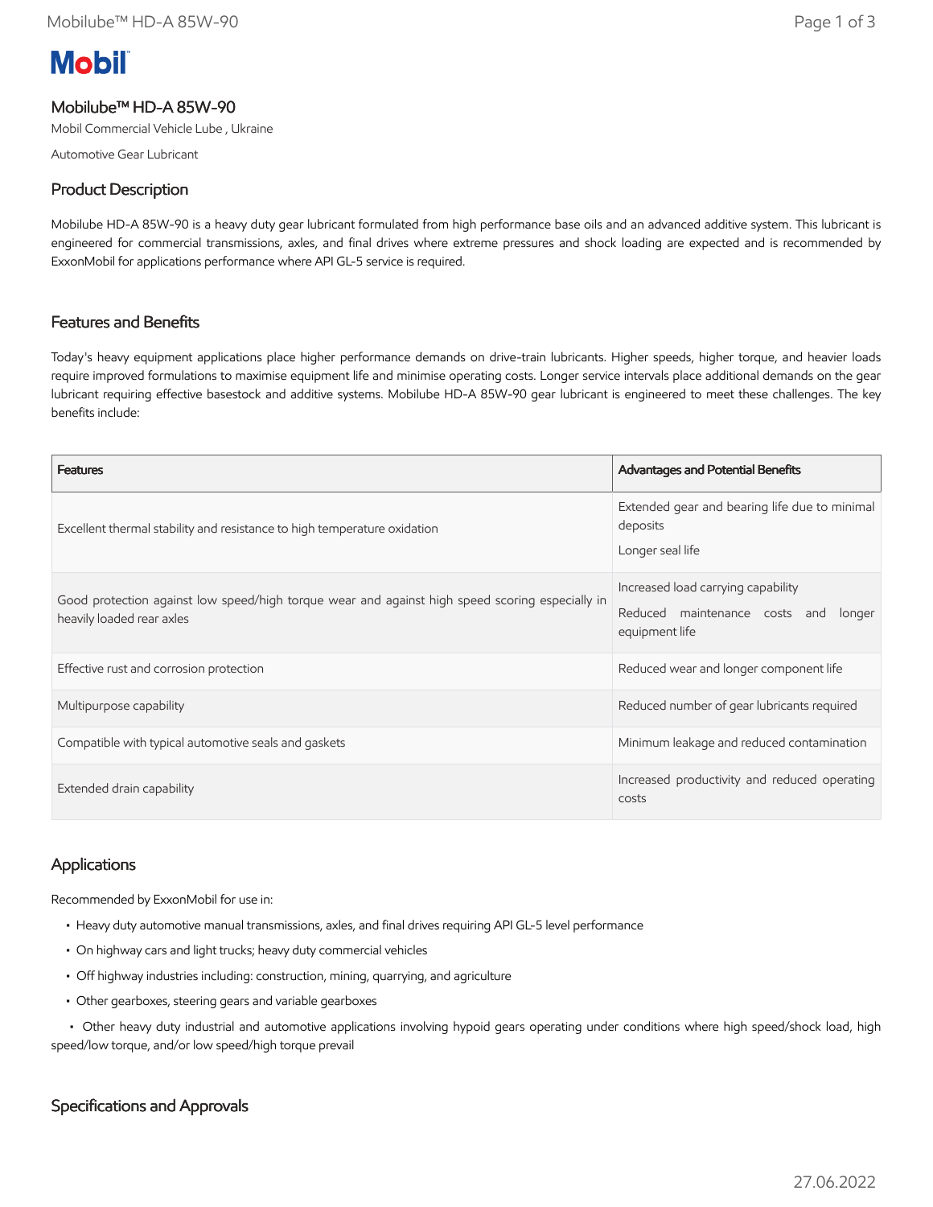Mobil

# Mobilube™ HD-A 85W-90

Mobil Commercial Vehicle Lube , Ukraine

Automotive Gear Lubricant

## Product Description

Mobilube HD-A 85W-90 is a heavy duty gear lubricant formulated from high performance base oils and an advanced additive system. This lubricant is engineered for commercial transmissions, axles, and final drives where extreme pressures and shock loading are expected and is recommended by ExxonMobil for applications performance where API GL-5 service is required.

## Features and Benefits

Today's heavy equipment applications place higher performance demands on drive-train lubricants. Higher speeds, higher torque, and heavier loads require improved formulations to maximise equipment life and minimise operating costs. Longer service intervals place additional demands on the gear lubricant requiring effective basestock and additive systems. Mobilube HD-A 85W-90 gear lubricant is engineered to meet these challenges. The key benefits include:

| Features | Advantages and Potential Benefits |
|---|---|
| Excellent thermal stability and resistance to high temperature oxidation | Extended gear and bearing life due to minimal deposits<br>Longer seal life |
| Good protection against low speed/high torque wear and against high speed scoring especially in heavily loaded rear axles | Increased load carrying capability<br>Reduced maintenance costs and longer equipment life |
| Effective rust and corrosion protection | Reduced wear and longer component life |
| Multipurpose capability | Reduced number of gear lubricants required |
| Compatible with typical automotive seals and gaskets | Minimum leakage and reduced contamination |
| Extended drain capability | Increased productivity and reduced operating costs |

## Applications

Recommended by ExxonMobil for use in:

- Heavy duty automotive manual transmissions, axles, and final drives requiring API GL-5 level performance
- On highway cars and light trucks; heavy duty commercial vehicles
- Off highway industries including: construction, mining, quarrying, and agriculture
- Other gearboxes, steering gears and variable gearboxes
- Other heavy duty industrial and automotive applications involving hypoid gears operating under conditions where high speed/shock load, high speed/low torque, and/or low speed/high torque prevail

## Specifications and Approvals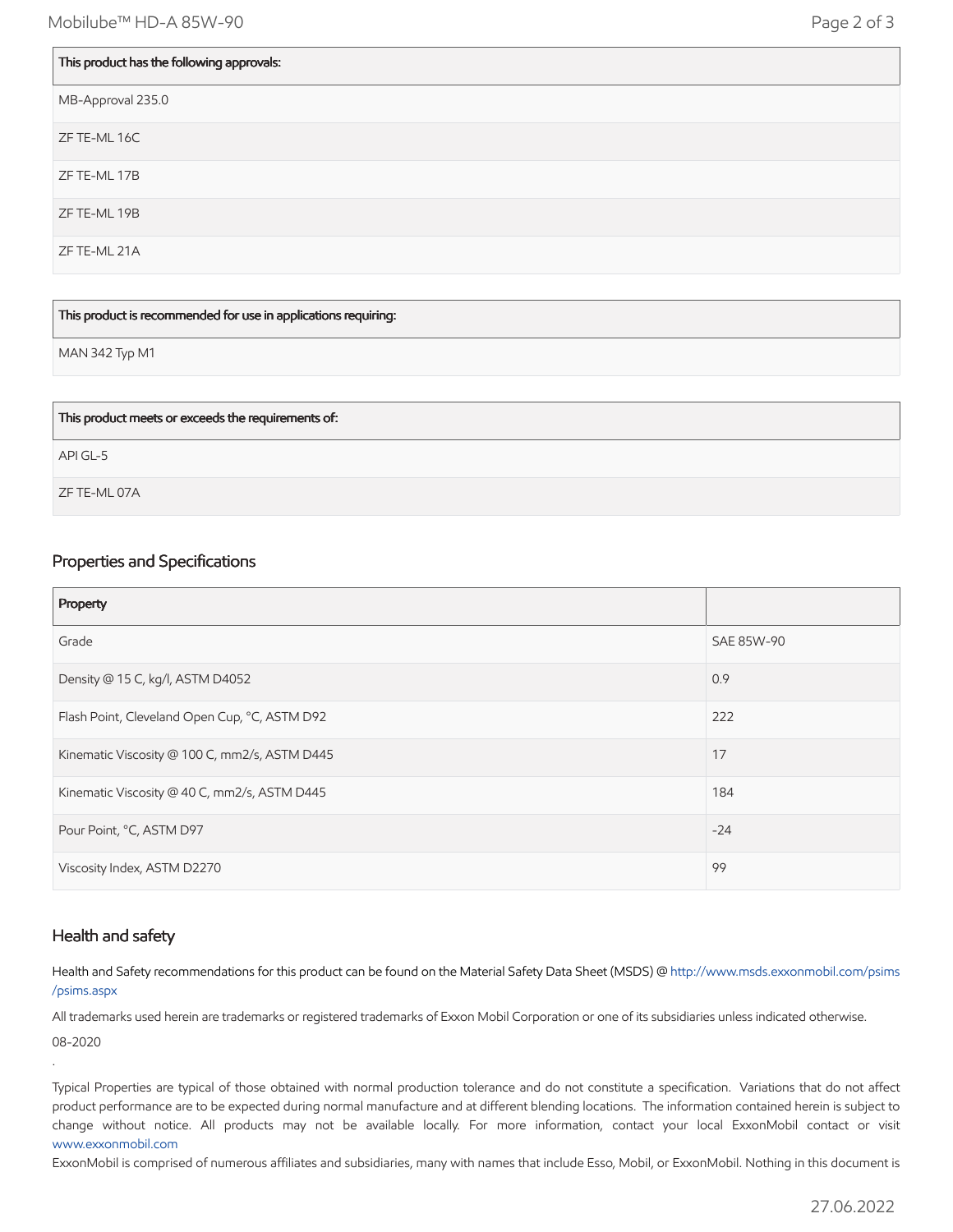| This product has the following approvals: |
|---|
| MB-Approval 235.0 |
| ZF TE-ML 16C |
| ZF TE-ML 17B |
| ZF TE-ML 19B |
| ZF TE-ML 21A |

| This product is recommended for use in applications requiring: |
|---|
| MAN 342 Typ M1 |

| This product meets or exceeds the requirements of: |
|---|
| API GL-5 |
| ZF TE-ML 07A |

## Properties and Specifications

| Property | |
|---|---|
| Grade | SAE 85W-90 |
| Density @ 15 C, kg/l, ASTM D4052 | 0.9 |
| Flash Point, Cleveland Open Cup, °C, ASTM D92 | 222 |
| Kinematic Viscosity @ 100 C, mm2/s, ASTM D445 | 17 |
| Kinematic Viscosity @ 40 C, mm2/s, ASTM D445 | 184 |
| Pour Point, °C, ASTM D97 | -24 |
| Viscosity Index, ASTM D2270 | 99 |

## Health and safety

Health and Safety recommendations for this product can be found on the Material Safety Data Sheet (MSDS) @ http://www.msds.exxonmobil.com/psims/psims.aspx

All trademarks used herein are trademarks or registered trademarks of Exxon Mobil Corporation or one of its subsidiaries unless indicated otherwise.

08-2020

.

Typical Properties are typical of those obtained with normal production tolerance and do not constitute a specification. Variations that do not affect product performance are to be expected during normal manufacture and at different blending locations. The information contained herein is subject to change without notice. All products may not be available locally. For more information, contact your local ExxonMobil contact or visit www.exxonmobil.com

ExxonMobil is comprised of numerous affiliates and subsidiaries, many with names that include Esso, Mobil, or ExxonMobil. Nothing in this document is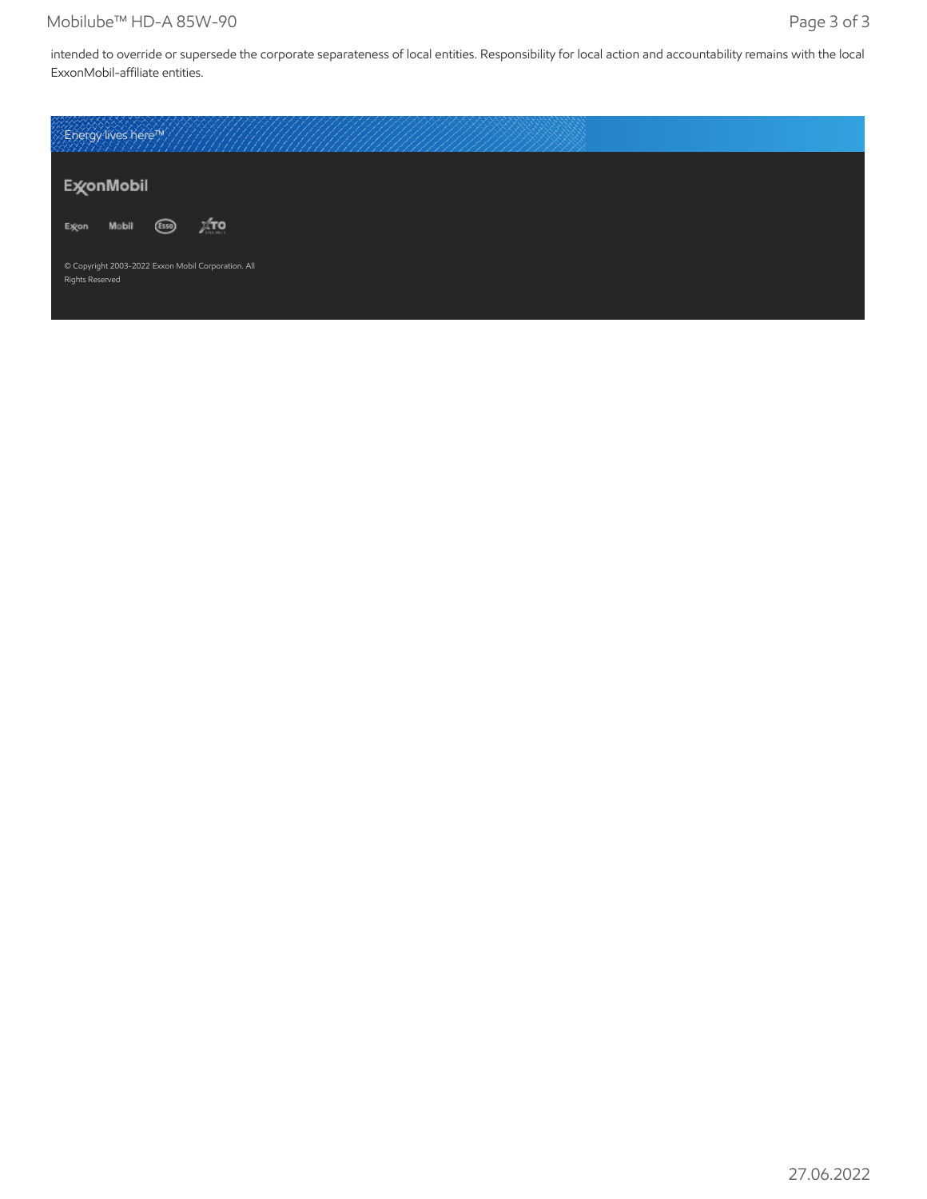intended to override or supersede the corporate separateness of local entities. Responsibility for local action and accountability remains with the local ExxonMobil-affiliate entities.

Energy lives here™

ExxonMobil

Exxon Mobil Esso XTO

© Copyright 2003-2022 Exxon Mobil Corporation. All Rights Reserved